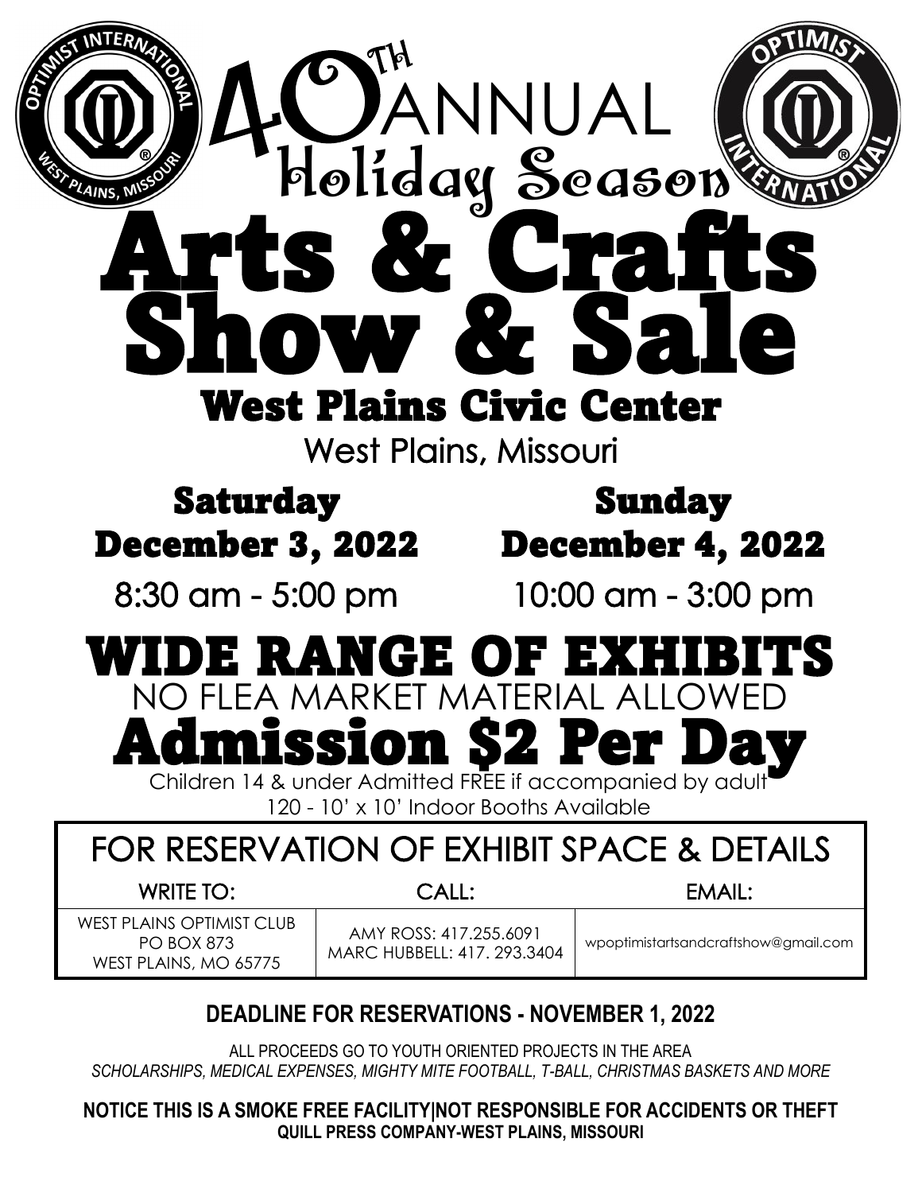# 40TH ANNUAL Holiday Season Arts & Crafts Show & Sale

## West Plains Civic Center

West Plains, Missouri

| Saturday | Sunday |
| --- | --- |
| **December 3, 2022** | **December 4, 2022** |
| 8:30 am - 5:00 pm | 10:00 am - 3:00 pm |

# WIDE RANGE OF EXHIBITS

NO FLEA MARKET MATERIAL ALLOWED

# Admission $2 Per Day

Children 14 & under Admitted FREE if accompanied by adult

120 - 10' x 10' Indoor Booths Available

## FOR RESERVATION OF EXHIBIT SPACE & DETAILS

| WRITE TO: | CALL: | EMAIL: |
| --- | --- | --- |
| WEST PLAINS OPTIMIST CLUB<br>PO BOX 873<br>WEST PLAINS, MO 65775 | AMY ROSS: 417.255.6091<br>MARC HUBBELL: 417. 293.3404 | wpoptimistartsandcraftshow@gmail.com |

**DEADLINE FOR RESERVATIONS - NOVEMBER 1, 2022**

ALL PROCEEDS GO TO YOUTH ORIENTED PROJECTS IN THE AREA

*SCHOLARSHIPS, MEDICAL EXPENSES, MIGHTY MITE FOOTBALL, T-BALL, CHRISTMAS BASKETS AND MORE*

**NOTICE THIS IS A SMOKE FREE FACILITY|NOT RESPONSIBLE FOR ACCIDENTS OR THEFT**

**QUILL PRESS COMPANY-WEST PLAINS, MISSOURI**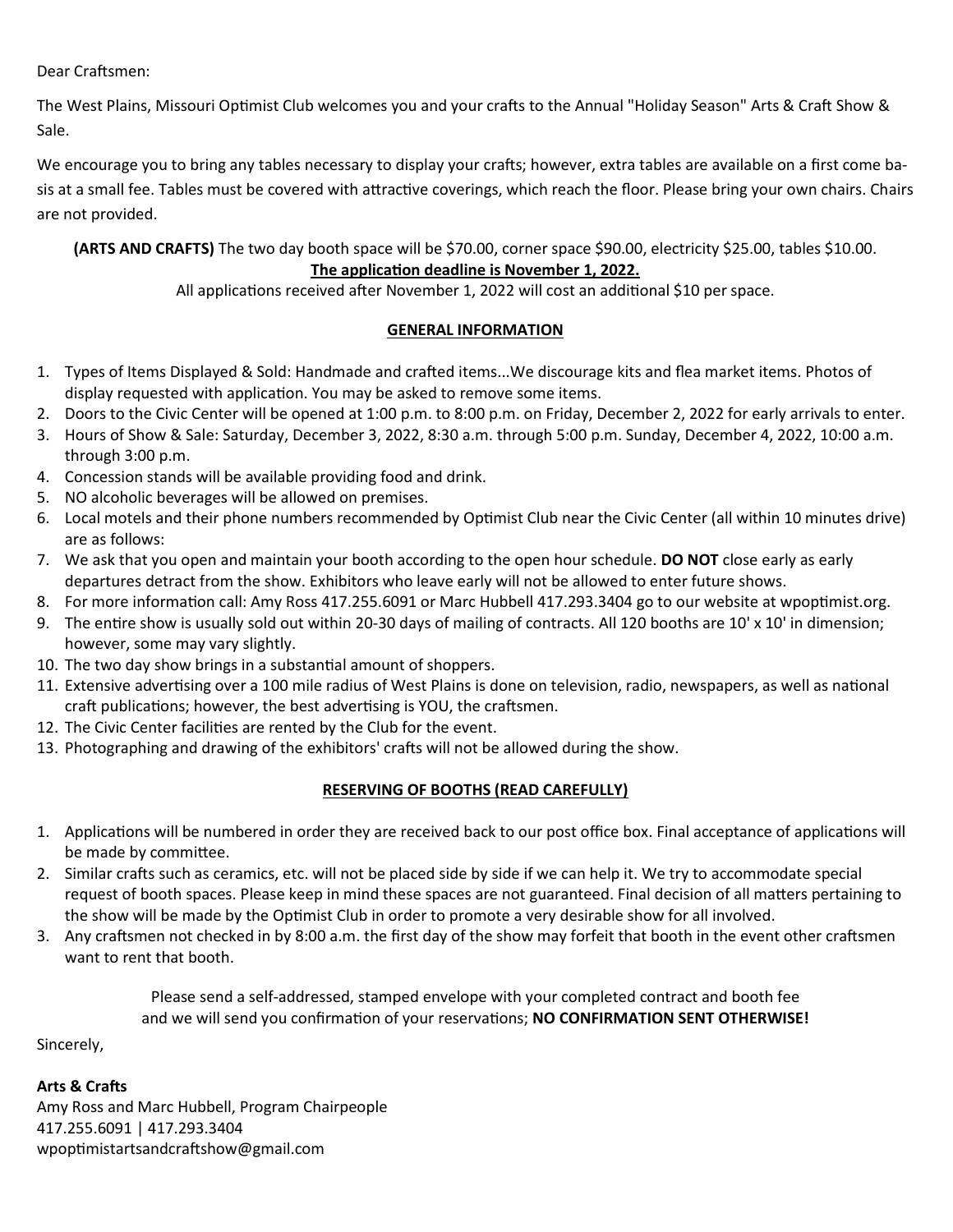Dear Craftsmen:

The West Plains, Missouri Optimist Club welcomes you and your crafts to the Annual "Holiday Season" Arts & Craft Show & Sale.

We encourage you to bring any tables necessary to display your crafts; however, extra tables are available on a first come basis at a small fee. Tables must be covered with attractive coverings, which reach the floor. Please bring your own chairs. Chairs are not provided.

**(ARTS AND CRAFTS)** The two day booth space will be $70.00, corner space $90.00, electricity $25.00, tables $10.00.

**The application deadline is November 1, 2022.**

All applications received after November 1, 2022 will cost an additional $10 per space.

## GENERAL INFORMATION

1. Types of Items Displayed & Sold: Handmade and crafted items...We discourage kits and flea market items. Photos of display requested with application. You may be asked to remove some items.
2. Doors to the Civic Center will be opened at 1:00 p.m. to 8:00 p.m. on Friday, December 2, 2022 for early arrivals to enter.
3. Hours of Show & Sale: Saturday, December 3, 2022, 8:30 a.m. through 5:00 p.m. Sunday, December 4, 2022, 10:00 a.m. through 3:00 p.m.
4. Concession stands will be available providing food and drink.
5. NO alcoholic beverages will be allowed on premises.
6. Local motels and their phone numbers recommended by Optimist Club near the Civic Center (all within 10 minutes drive) are as follows:
7. We ask that you open and maintain your booth according to the open hour schedule. **DO NOT** close early as early departures detract from the show. Exhibitors who leave early will not be allowed to enter future shows.
8. For more information call: Amy Ross 417.255.6091 or Marc Hubbell 417.293.3404 go to our website at wpoptimist.org.
9. The entire show is usually sold out within 20-30 days of mailing of contracts. All 120 booths are 10' x 10' in dimension; however, some may vary slightly.
10. The two day show brings in a substantial amount of shoppers.
11. Extensive advertising over a 100 mile radius of West Plains is done on television, radio, newspapers, as well as national craft publications; however, the best advertising is YOU, the craftsmen.
12. The Civic Center facilities are rented by the Club for the event.
13. Photographing and drawing of the exhibitors' crafts will not be allowed during the show.

## RESERVING OF BOOTHS (READ CAREFULLY)

1. Applications will be numbered in order they are received back to our post office box. Final acceptance of applications will be made by committee.
2. Similar crafts such as ceramics, etc. will not be placed side by side if we can help it. We try to accommodate special request of booth spaces. Please keep in mind these spaces are not guaranteed. Final decision of all matters pertaining to the show will be made by the Optimist Club in order to promote a very desirable show for all involved.
3. Any craftsmen not checked in by 8:00 a.m. the first day of the show may forfeit that booth in the event other craftsmen want to rent that booth.

Please send a self-addressed, stamped envelope with your completed contract and booth fee and we will send you confirmation of your reservations; **NO CONFIRMATION SENT OTHERWISE!**

Sincerely,

**Arts & Crafts**
Amy Ross and Marc Hubbell, Program Chairpeople
417.255.6091 | 417.293.3404
wpoptimistartsandcraftshow@gmail.com